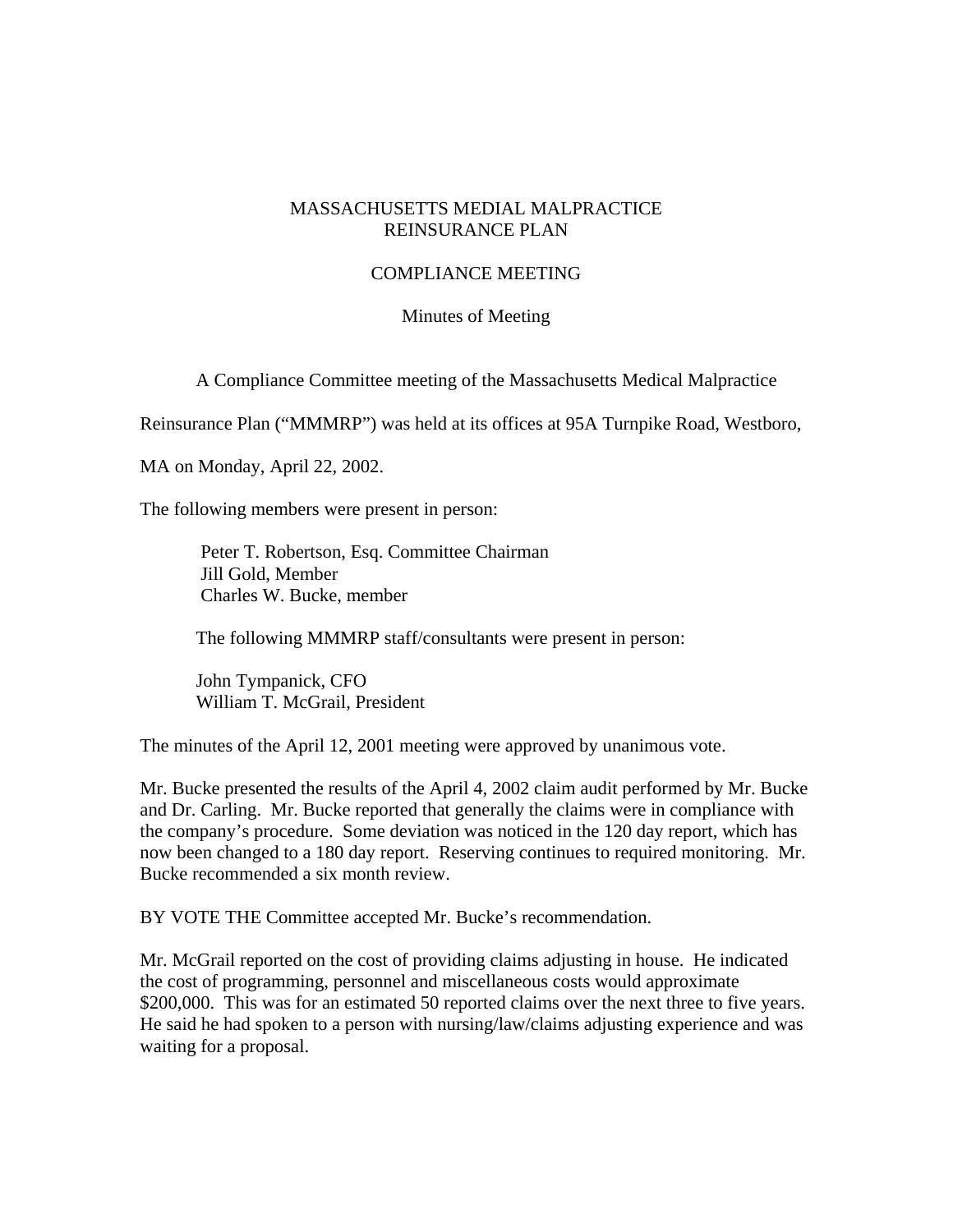MASSACHUSETTS MEDIAL MALPRACTICE
REINSURANCE PLAN

COMPLIANCE MEETING

Minutes of Meeting

A Compliance Committee meeting of the Massachusetts Medical Malpractice Reinsurance Plan ("MMMRP") was held at its offices at 95A Turnpike Road, Westboro, MA on Monday, April 22, 2002.

The following members were present in person:

Peter T. Robertson, Esq. Committee Chairman
Jill Gold, Member
Charles W. Bucke, member

The following MMMRP staff/consultants were present in person:

John Tympanick, CFO
William T. McGrail, President

The minutes of the April 12, 2001 meeting were approved by unanimous vote.

Mr. Bucke presented the results of the April 4, 2002 claim audit performed by Mr. Bucke and Dr. Carling. Mr. Bucke reported that generally the claims were in compliance with the company's procedure. Some deviation was noticed in the 120 day report, which has now been changed to a 180 day report. Reserving continues to required monitoring. Mr. Bucke recommended a six month review.

BY VOTE THE Committee accepted Mr. Bucke's recommendation.

Mr. McGrail reported on the cost of providing claims adjusting in house. He indicated the cost of programming, personnel and miscellaneous costs would approximate $200,000. This was for an estimated 50 reported claims over the next three to five years. He said he had spoken to a person with nursing/law/claims adjusting experience and was waiting for a proposal.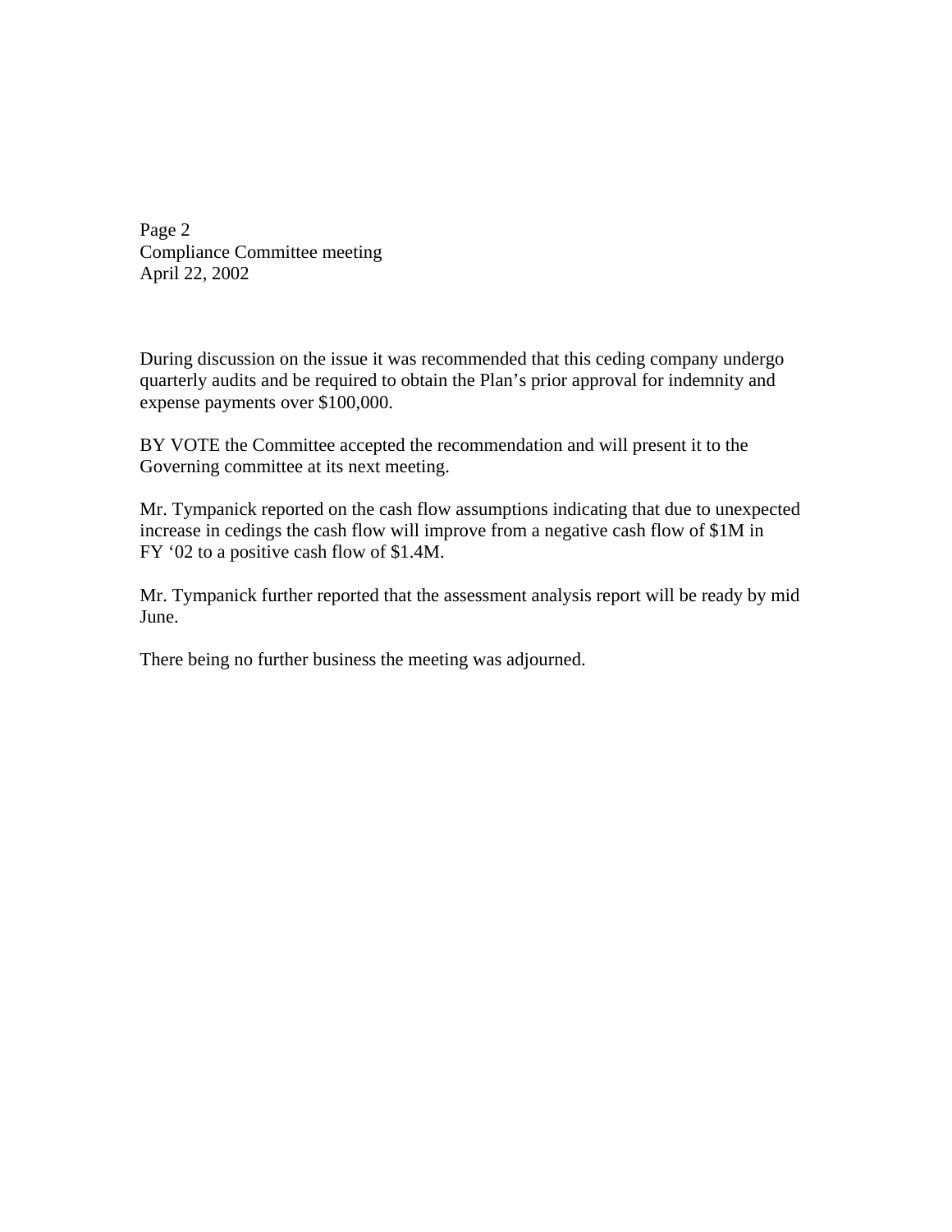During discussion on the issue it was recommended that this ceding company undergo quarterly audits and be required to obtain the Plan's prior approval for indemnity and expense payments over $100,000.

BY VOTE the Committee accepted the recommendation and will present it to the Governing committee at its next meeting.

Mr. Tympanick reported on the cash flow assumptions indicating that due to unexpected increase in cedings the cash flow will improve from a negative cash flow of $1M in FY '02 to a positive cash flow of $1.4M.

Mr. Tympanick further reported that the assessment analysis report will be ready by mid June.

There being no further business the meeting was adjourned.